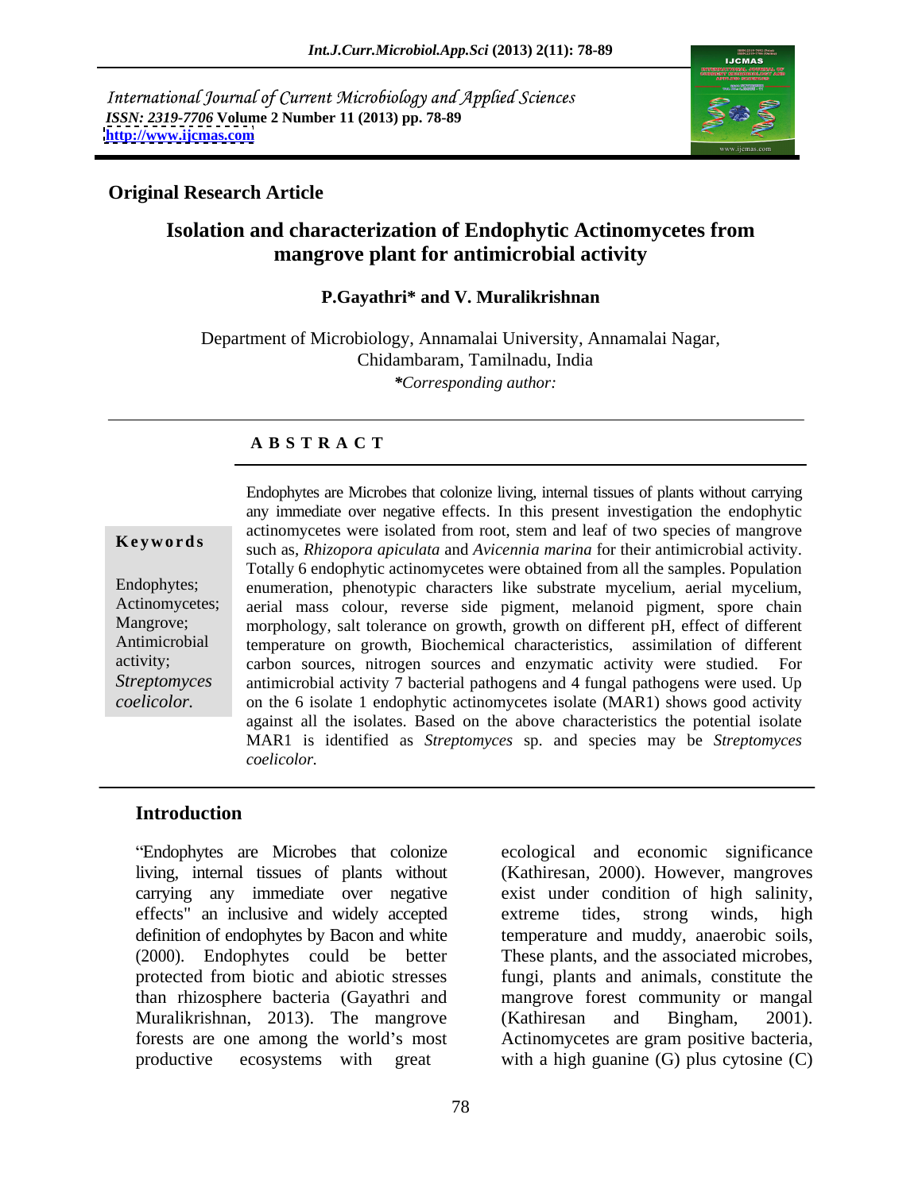International Journal of Current Microbiology and Applied Sciences
*ISSN: 2319-7706* **Volume 2 Number 11 (2013) pp. 78-89**
**http://www.ijcmas.com**

**Original Research Article**

# Isolation and characterization of Endophytic Actinomycetes from mangrove plant for antimicrobial activity

**P.Gayathri* and V. Muralikrishnan**

Department of Microbiology, Annamalai University, Annamalai Nagar, Chidambaram, Tamilnadu, India

***Corresponding author:*

## A B S T R A C T

**Keywords**

Endophytes; Actinomycetes; Mangrove; Antimicrobial activity; *Streptomyces coelicolor.*

Endophytes are Microbes that colonize living, internal tissues of plants without carrying any immediate over negative effects. In this present investigation the endophytic actinomycetes were isolated from root, stem and leaf of two species of mangrove such as, *Rhizopora apiculata* and *Avicennia marina* for their antimicrobial activity. Totally 6 endophytic actinomycetes were obtained from all the samples. Population enumeration, phenotypic characters like substrate mycelium, aerial mycelium, aerial mass colour, reverse side pigment, melanoid pigment, spore chain morphology, salt tolerance on growth, growth on different pH, effect of different temperature on growth, Biochemical characteristics, assimilation of different carbon sources, nitrogen sources and enzymatic activity were studied. For antimicrobial activity 7 bacterial pathogens and 4 fungal pathogens were used. Up on the 6 isolate 1 endophytic actinomycetes isolate (MAR1) shows good activity against all the isolates. Based on the above characteristics the potential isolate MAR1 is identified as *Streptomyces* sp. and species may be *Streptomyces coelicolor.*

## Introduction

"Endophytes are Microbes that colonize living, internal tissues of plants without carrying any immediate over negative effects" an inclusive and widely accepted definition of endophytes by Bacon and white (2000). Endophytes could be better protected from biotic and abiotic stresses than rhizosphere bacteria (Gayathri and Muralikrishnan, 2013). The mangrove forests are one among the world's most productive ecosystems with great ecological and economic significance (Kathiresan, 2000). However, mangroves exist under condition of high salinity, extreme tides, strong winds, high temperature and muddy, anaerobic soils, These plants, and the associated microbes, fungi, plants and animals, constitute the mangrove forest community or mangal (Kathiresan and Bingham, 2001). Actinomycetes are gram positive bacteria, with a high guanine (G) plus cytosine (C)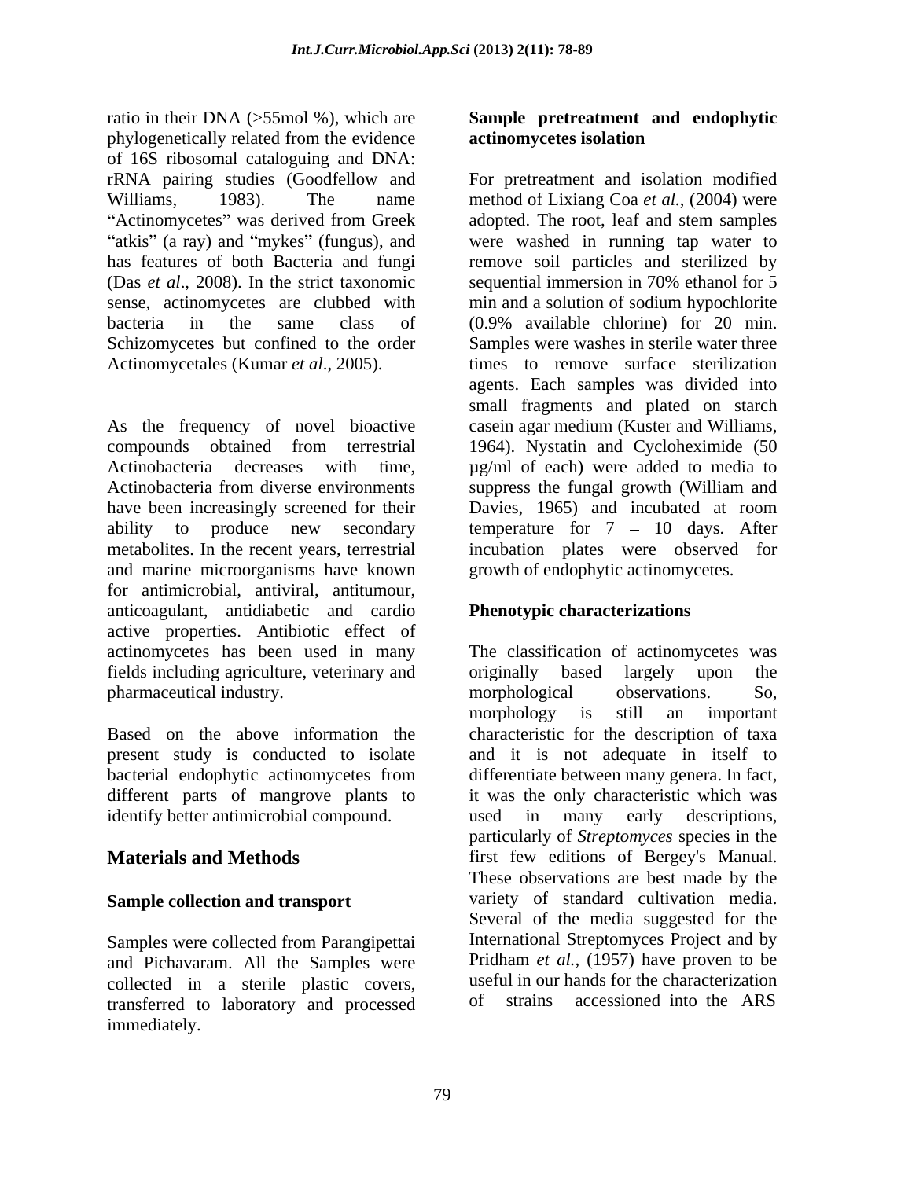ratio in their DNA (>55mol %), which are phylogenetically related from the evidence of 16S ribosomal cataloguing and DNA: rRNA pairing studies (Goodfellow and Williams, 1983). The name "Actinomycetes" was derived from Greek "atkis" (a ray) and "mykes" (fungus), and has features of both Bacteria and fungi (Das *et al*., 2008). In the strict taxonomic sense, actinomycetes are clubbed with bacteria in the same class of Schizomycetes but confined to the order Actinomycetales (Kumar *et al*., 2005).

As the frequency of novel bioactive compounds obtained from terrestrial Actinobacteria decreases with time, Actinobacteria from diverse environments have been increasingly screened for their ability to produce new secondary metabolites. In the recent years, terrestrial and marine microorganisms have known for antimicrobial, antiviral, antitumour, anticoagulant, antidiabetic and cardio active properties. Antibiotic effect of actinomycetes has been used in many fields including agriculture, veterinary and pharmaceutical industry.

Based on the above information the present study is conducted to isolate bacterial endophytic actinomycetes from different parts of mangrove plants to identify better antimicrobial compound.

## Materials and Methods

### Sample collection and transport

Samples were collected from Parangipettai and Pichavaram. All the Samples were collected in a sterile plastic covers, transferred to laboratory and processed immediately.

### Sample pretreatment and endophytic actinomycetes isolation

For pretreatment and isolation modified method of Lixiang Coa *et al.,* (2004) were adopted. The root, leaf and stem samples were washed in running tap water to remove soil particles and sterilized by sequential immersion in 70% ethanol for 5 min and a solution of sodium hypochlorite (0.9% available chlorine) for 20 min. Samples were washes in sterile water three times to remove surface sterilization agents. Each samples was divided into small fragments and plated on starch casein agar medium (Kuster and Williams, 1964). Nystatin and Cycloheximide (50 µg/ml of each) were added to media to suppress the fungal growth (William and Davies, 1965) and incubated at room temperature for 7 – 10 days. After incubation plates were observed for growth of endophytic actinomycetes.

### Phenotypic characterizations

The classification of actinomycetes was originally based largely upon the morphological observations. So, morphology is still an important characteristic for the description of taxa and it is not adequate in itself to differentiate between many genera. In fact, it was the only characteristic which was used in many early descriptions, particularly of *Streptomyces* species in the first few editions of Bergey's Manual. These observations are best made by the variety of standard cultivation media. Several of the media suggested for the International Streptomyces Project and by Pridham *et al.,* (1957) have proven to be useful in our hands for the characterization of strains accessioned into the ARS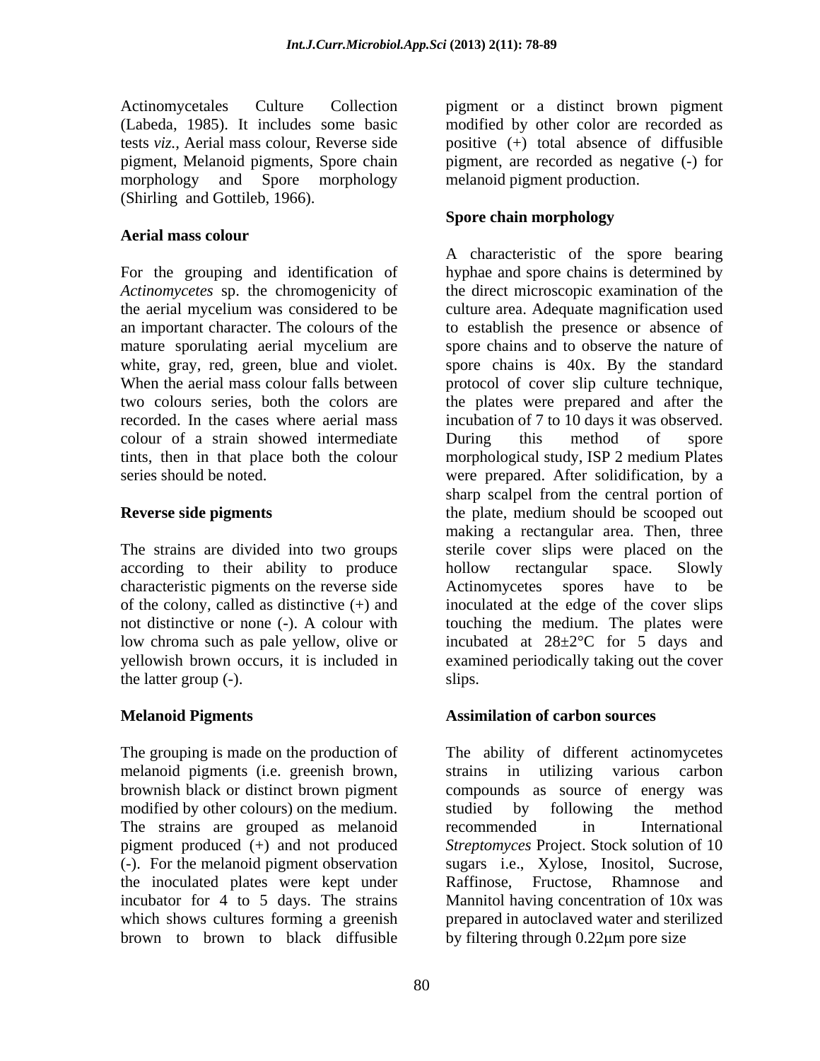Actinomycetales Culture Collection (Labeda, 1985). It includes some basic tests *viz.*, Aerial mass colour, Reverse side pigment, Melanoid pigments, Spore chain morphology and Spore morphology (Shirling and Gottileb, 1966).

### Aerial mass colour

For the grouping and identification of *Actinomycetes* sp. the chromogenicity of the aerial mycelium was considered to be an important character. The colours of the mature sporulating aerial mycelium are white, gray, red, green, blue and violet. When the aerial mass colour falls between two colours series, both the colors are recorded. In the cases where aerial mass colour of a strain showed intermediate tints, then in that place both the colour series should be noted.

### Reverse side pigments

The strains are divided into two groups according to their ability to produce characteristic pigments on the reverse side of the colony, called as distinctive (+) and not distinctive or none (-). A colour with low chroma such as pale yellow, olive or yellowish brown occurs, it is included in the latter group (-).

### Melanoid Pigments

The grouping is made on the production of melanoid pigments (i.e. greenish brown, brownish black or distinct brown pigment modified by other colours) on the medium. The strains are grouped as melanoid pigment produced (+) and not produced (-). For the melanoid pigment observation the inoculated plates were kept under incubator for 4 to 5 days. The strains which shows cultures forming a greenish brown to brown to black diffusible pigment or a distinct brown pigment modified by other color are recorded as positive (+) total absence of diffusible pigment, are recorded as negative (-) for melanoid pigment production.

### Spore chain morphology

A characteristic of the spore bearing hyphae and spore chains is determined by the direct microscopic examination of the culture area. Adequate magnification used to establish the presence or absence of spore chains and to observe the nature of spore chains is 40x. By the standard protocol of cover slip culture technique, the plates were prepared and after the incubation of 7 to 10 days it was observed. During this method of spore morphological study, ISP 2 medium Plates were prepared. After solidification, by a sharp scalpel from the central portion of the plate, medium should be scooped out making a rectangular area. Then, three sterile cover slips were placed on the hollow rectangular space. Slowly Actinomycetes spores have to be inoculated at the edge of the cover slips touching the medium. The plates were incubated at 28±2°C for 5 days and examined periodically taking out the cover slips.

### Assimilation of carbon sources

The ability of different actinomycetes strains in utilizing various carbon compounds as source of energy was studied by following the method recommended in International *Streptomyces* Project. Stock solution of 10 sugars i.e., Xylose, Inositol, Sucrose, Raffinose, Fructose, Rhamnose and Mannitol having concentration of 10x was prepared in autoclaved water and sterilized by filtering through 0.22μm pore size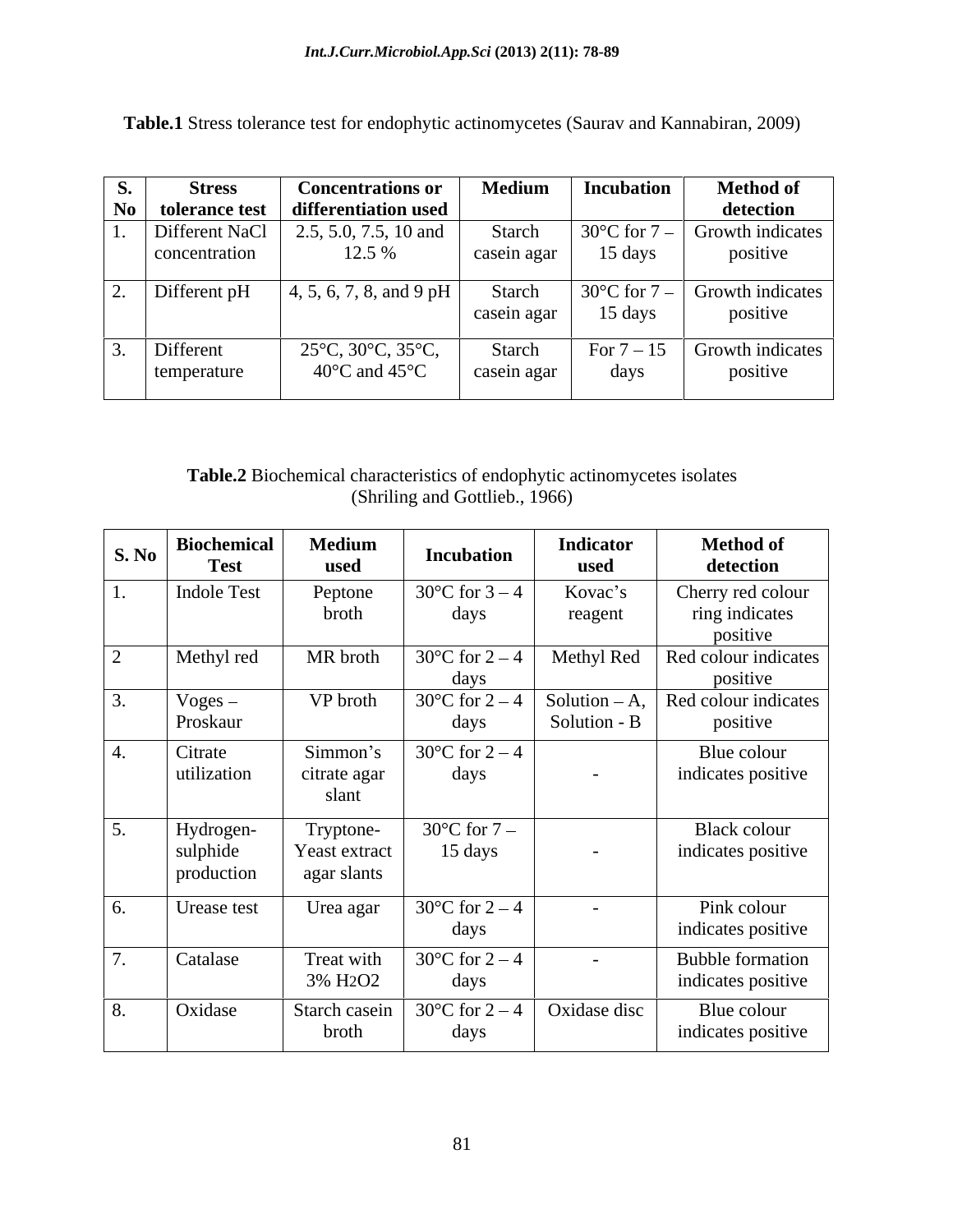**Table.1** Stress tolerance test for endophytic actinomycetes (Saurav and Kannabiran, 2009)

| S. No | Stress tolerance test | Concentrations or differentiation used | Medium | Incubation | Method of detection |
|---|---|---|---|---|---|
| 1. | Different NaCl concentration | 2.5, 5.0, 7.5, 10 and 12.5 % | Starch casein agar | 30°C for 7 – 15 days | Growth indicates positive |
| 2. | Different pH | 4, 5, 6, 7, 8, and 9 pH | Starch casein agar | 30°C for 7 – 15 days | Growth indicates positive |
| 3. | Different temperature | 25°C, 30°C, 35°C, 40°C and 45°C | Starch casein agar | For 7 – 15 days | Growth indicates positive |

**Table.2** Biochemical characteristics of endophytic actinomycetes isolates (Shriling and Gottlieb., 1966)

| S. No | Biochemical Test | Medium used | Incubation | Indicator used | Method of detection |
|---|---|---|---|---|---|
| 1. | Indole Test | Peptone broth | 30°C for 3 – 4 days | Kovac's reagent | Cherry red colour ring indicates positive |
| 2 | Methyl red | MR broth | 30°C for 2 – 4 days | Methyl Red | Red colour indicates positive |
| 3. | Voges – Proskaur | VP broth | 30°C for 2 – 4 days | Solution – A, Solution - B | Red colour indicates positive |
| 4. | Citrate utilization | Simmon's citrate agar slant | 30°C for 2 – 4 days | - | Blue colour indicates positive |
| 5. | Hydrogen-sulphide production | Tryptone-Yeast extract agar slants | 30°C for 7 – 15 days | - | Black colour indicates positive |
| 6. | Urease test | Urea agar | 30°C for 2 – 4 days | - | Pink colour indicates positive |
| 7. | Catalase | Treat with 3% $H_2O_2$ | 30°C for 2 – 4 days | - | Bubble formation indicates positive |
| 8. | Oxidase | Starch casein broth | 30°C for 2 – 4 days | Oxidase disc | Blue colour indicates positive |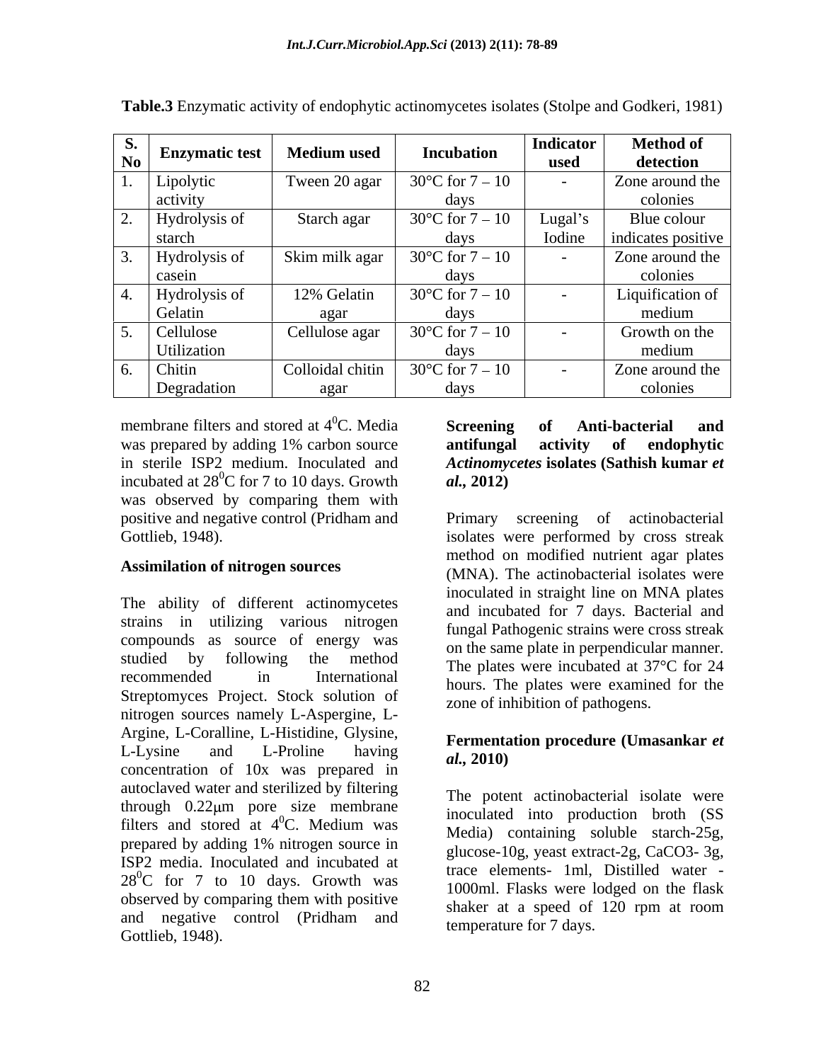**Table.3** Enzymatic activity of endophytic actinomycetes isolates (Stolpe and Godkeri, 1981)

| S. No | Enzymatic test | Medium used | Incubation | Indicator used | Method of detection |
|---|---|---|---|---|---|
| 1. | Lipolytic activity | Tween 20 agar | 30°C for 7 – 10 days | - | Zone around the colonies |
| 2. | Hydrolysis of starch | Starch agar | 30°C for 7 – 10 days | Lugal's Iodine | Blue colour indicates positive |
| 3. | Hydrolysis of casein | Skim milk agar | 30°C for 7 – 10 days | - | Zone around the colonies |
| 4. | Hydrolysis of Gelatin | 12% Gelatin agar | 30°C for 7 – 10 days | - | Liquification of medium |
| 5. | Cellulose Utilization | Cellulose agar | 30°C for 7 – 10 days | - | Growth on the medium |
| 6. | Chitin Degradation | Colloidal chitin agar | 30°C for 7 – 10 days | - | Zone around the colonies |

membrane filters and stored at $4^0$C. Media was prepared by adding 1% carbon source in sterile ISP2 medium. Inoculated and incubated at $28^0$C for 7 to 10 days. Growth was observed by comparing them with positive and negative control (Pridham and Gottlieb, 1948).

**Assimilation of nitrogen sources**

The ability of different actinomycetes strains in utilizing various nitrogen compounds as source of energy was studied by following the method recommended in International Streptomyces Project. Stock solution of nitrogen sources namely L-Aspergine, L-Argine, L-Coralline, L-Histidine, Glysine, L-Lysine and L-Proline having concentration of 10x was prepared in autoclaved water and sterilized by filtering through 0.22μm pore size membrane filters and stored at $4^0$C. Medium was prepared by adding 1% nitrogen source in ISP2 media. Inoculated and incubated at $28^0$C for 7 to 10 days. Growth was observed by comparing them with positive and negative control (Pridham and Gottlieb, 1948).

**Screening of Anti-bacterial and antifungal activity of endophytic *Actinomycetes* isolates (Sathish kumar *et al.,* 2012)**

Primary screening of actinobacterial isolates were performed by cross streak method on modified nutrient agar plates (MNA). The actinobacterial isolates were inoculated in straight line on MNA plates and incubated for 7 days. Bacterial and fungal Pathogenic strains were cross streak on the same plate in perpendicular manner. The plates were incubated at 37°C for 24 hours. The plates were examined for the zone of inhibition of pathogens.

**Fermentation procedure (Umasankar *et al.,* 2010)**

The potent actinobacterial isolate were inoculated into production broth (SS Media) containing soluble starch-25g, glucose-10g, yeast extract-2g, $CaCO_3$- 3g, trace elements- 1ml, Distilled water - 1000ml. Flasks were lodged on the flask shaker at a speed of 120 rpm at room temperature for 7 days.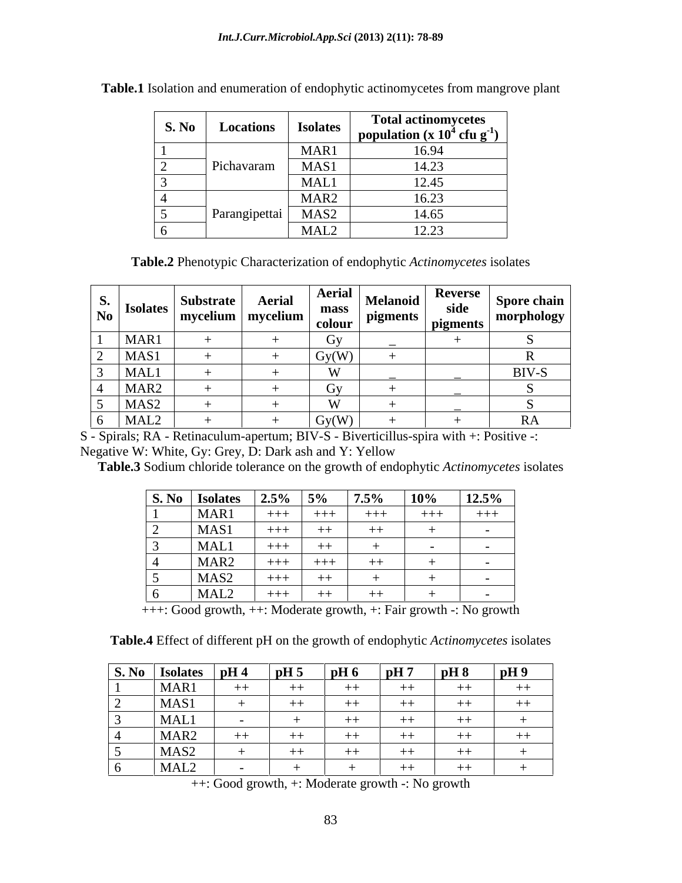**Table.1** Isolation and enumeration of endophytic actinomycetes from mangrove plant

| S. No | Locations | Isolates | Total actinomycetes population (x $10^4$ cfu $g^{-1}$) |
|---|---|---|---|
| 1 | Pichavaram | MAR1 | 16.94 |
| 2 | | MAS1 | 14.23 |
| 3 | | MAL1 | 12.45 |
| 4 | Parangipettai | MAR2 | 16.23 |
| 5 | | MAS2 | 14.65 |
| 6 | | MAL2 | 12.23 |

**Table.2** Phenotypic Characterization of endophytic *Actinomycetes* isolates

| S. No | Isolates | Substrate mycelium | Aerial mycelium | Aerial mass colour | Melanoid pigments | Reverse side pigments | Spore chain morphology |
|---|---|---|---|---|---|---|---|
| 1 | MAR1 | + | + | Gy | _ | + | S |
| 2 | MAS1 | + | + | Gy(W) | + | | R |
| 3 | MAL1 | + | + | W | _ | _ | BIV-S |
| 4 | MAR2 | + | + | Gy | + | _ | S |
| 5 | MAS2 | + | + | W | + | _ | S |
| 6 | MAL2 | + | + | Gy(W) | + | + | RA |

S - Spirals; RA - Retinaculum-apertum; BIV-S - Biverticillus-spira with +: Positive -: Negative W: White, Gy: Grey, D: Dark ash and Y: Yellow

**Table.3** Sodium chloride tolerance on the growth of endophytic *Actinomycetes* isolates

| S. No | Isolates | 2.5% | 5% | 7.5% | 10% | 12.5% |
|---|---|---|---|---|---|---|
| 1 | MAR1 | +++ | +++ | +++ | +++ | +++ |
| 2 | MAS1 | +++ | ++ | ++ | + | - |
| 3 | MAL1 | +++ | ++ | + | - | - |
| 4 | MAR2 | +++ | +++ | ++ | + | - |
| 5 | MAS2 | +++ | ++ | + | + | - |
| 6 | MAL2 | +++ | ++ | ++ | + | - |

+++: Good growth, ++: Moderate growth, +: Fair growth -: No growth

**Table.4** Effect of different pH on the growth of endophytic *Actinomycetes* isolates

| S. No | Isolates | pH 4 | pH 5 | pH 6 | pH 7 | pH 8 | pH 9 |
|---|---|---|---|---|---|---|---|
| 1 | MAR1 | ++ | ++ | ++ | ++ | ++ | ++ |
| 2 | MAS1 | + | ++ | ++ | ++ | ++ | ++ |
| 3 | MAL1 | - | + | ++ | ++ | ++ | + |
| 4 | MAR2 | ++ | ++ | ++ | ++ | ++ | ++ |
| 5 | MAS2 | + | ++ | ++ | ++ | ++ | + |
| 6 | MAL2 | - | + | + | ++ | ++ | + |

++: Good growth, +: Moderate growth -: No growth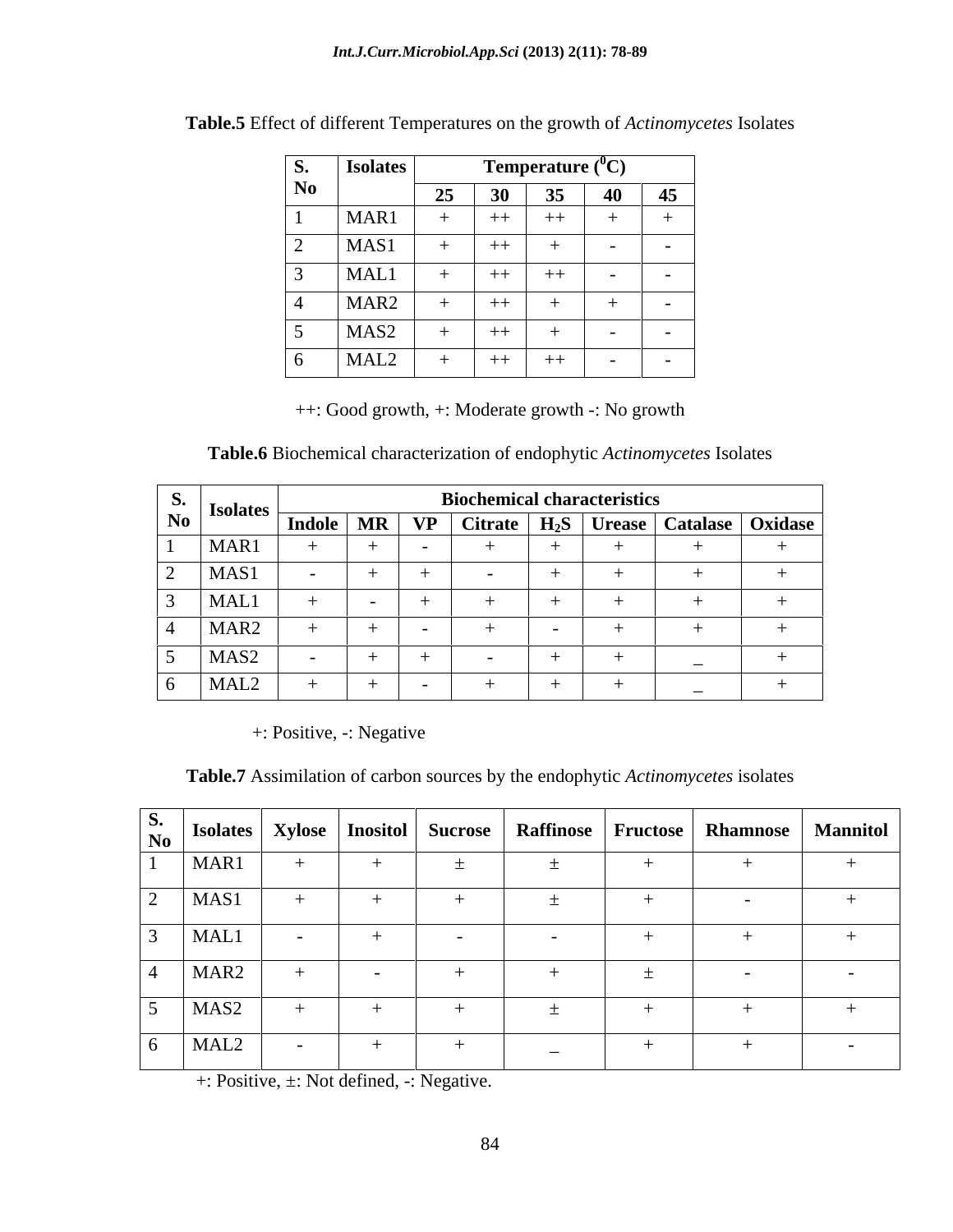**Table.5** Effect of different Temperatures on the growth of *Actinomycetes* Isolates

| S. No | Isolates | Temperature ($^0$C) | | | | |
|---|---|---|---|---|---|---|
| | | 25 | 30 | 35 | 40 | 45 |
| 1 | MAR1 | + | ++ | ++ | + | + |
| 2 | MAS1 | + | ++ | + | - | - |
| 3 | MAL1 | + | ++ | ++ | - | - |
| 4 | MAR2 | + | ++ | + | + | - |
| 5 | MAS2 | + | ++ | + | - | - |
| 6 | MAL2 | + | ++ | ++ | - | - |

++: Good growth, +: Moderate growth -: No growth

**Table.6** Biochemical characterization of endophytic *Actinomycetes* Isolates

| S. No | Isolates | Biochemical characteristics | | | | | | | |
|---|---|---|---|---|---|---|---|---|---|
| | | Indole | MR | VP | Citrate | $H_2S$ | Urease | Catalase | Oxidase |
| 1 | MAR1 | + | + | - | + | + | + | + | + |
| 2 | MAS1 | - | + | + | - | + | + | + | + |
| 3 | MAL1 | + | - | + | + | + | + | + | + |
| 4 | MAR2 | + | + | - | + | - | + | + | + |
| 5 | MAS2 | - | + | + | - | + | + | _ | + |
| 6 | MAL2 | + | + | - | + | + | + | _ | + |

+: Positive, -: Negative

**Table.7** Assimilation of carbon sources by the endophytic *Actinomycetes* isolates

| S. No | Isolates | Xylose | Inositol | Sucrose | Raffinose | Fructose | Rhamnose | Mannitol |
|---|---|---|---|---|---|---|---|---|
| 1 | MAR1 | + | + | ± | ± | + | + | + |
| 2 | MAS1 | + | + | + | ± | + | - | + |
| 3 | MAL1 | - | + | - | - | + | + | + |
| 4 | MAR2 | + | - | + | + | ± | - | - |
| 5 | MAS2 | + | + | + | ± | + | + | + |
| 6 | MAL2 | - | + | + | _ | + | + | - |

+: Positive, ±: Not defined, -: Negative.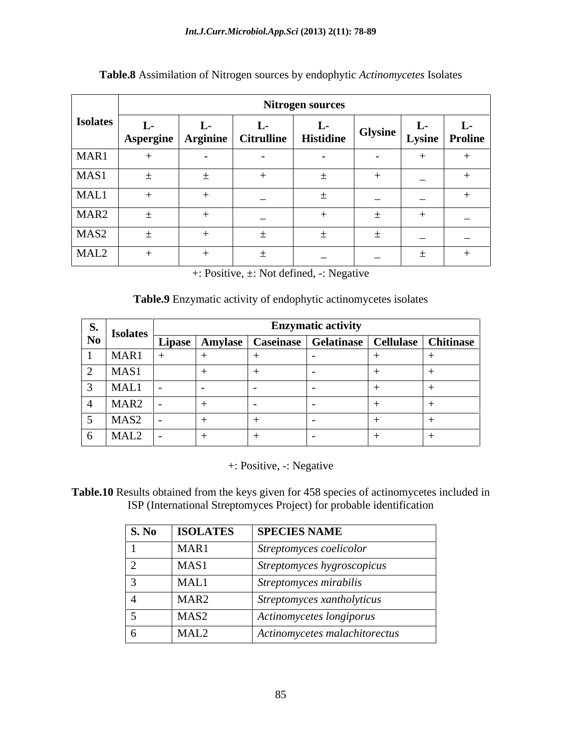**Table.8** Assimilation of Nitrogen sources by endophytic *Actinomycetes* Isolates

| Isolates | Nitrogen sources | | | | | | |
|---|---|---|---|---|---|---|---|
| | L-Aspergine | L-Arginine | L-Citrulline | L-Histidine | Glysine | L-Lysine | L-Proline |
| MAR1 | + | - | - | - | - | + | + |
| MAS1 | ± | ± | + | ± | + | _ | + |
| MAL1 | + | + | _ | ± | _ | _ | + |
| MAR2 | ± | + | _ | + | ± | + | _ |
| MAS2 | ± | + | ± | ± | ± | _ | _ |
| MAL2 | + | + | ± | _ | _ | ± | + |

+: Positive, ±: Not defined, -: Negative

**Table.9** Enzymatic activity of endophytic actinomycetes isolates

| S. No | Isolates | Enzymatic activity | | | | | |
|---|---|---|---|---|---|---|---|
| | | Lipase | Amylase | Caseinase | Gelatinase | Cellulase | Chitinase |
| 1 | MAR1 | + | + | + | - | + | + |
| 2 | MAS1 | | + | + | - | + | + |
| 3 | MAL1 | - | - | - | - | + | + |
| 4 | MAR2 | - | + | - | - | + | + |
| 5 | MAS2 | - | + | + | - | + | + |
| 6 | MAL2 | - | + | + | - | + | + |

+: Positive, -: Negative

**Table.10** Results obtained from the keys given for 458 species of actinomycetes included in ISP (International Streptomyces Project) for probable identification

| S. No | ISOLATES | SPECIES NAME |
|---|---|---|
| 1 | MAR1 | *Streptomyces coelicolor* |
| 2 | MAS1 | *Streptomyces hygroscopicus* |
| 3 | MAL1 | *Streptomyces mirabilis* |
| 4 | MAR2 | *Streptomyces xantholyticus* |
| 5 | MAS2 | *Actinomycetes longiporus* |
| 6 | MAL2 | *Actinomycetes malachitorectus* |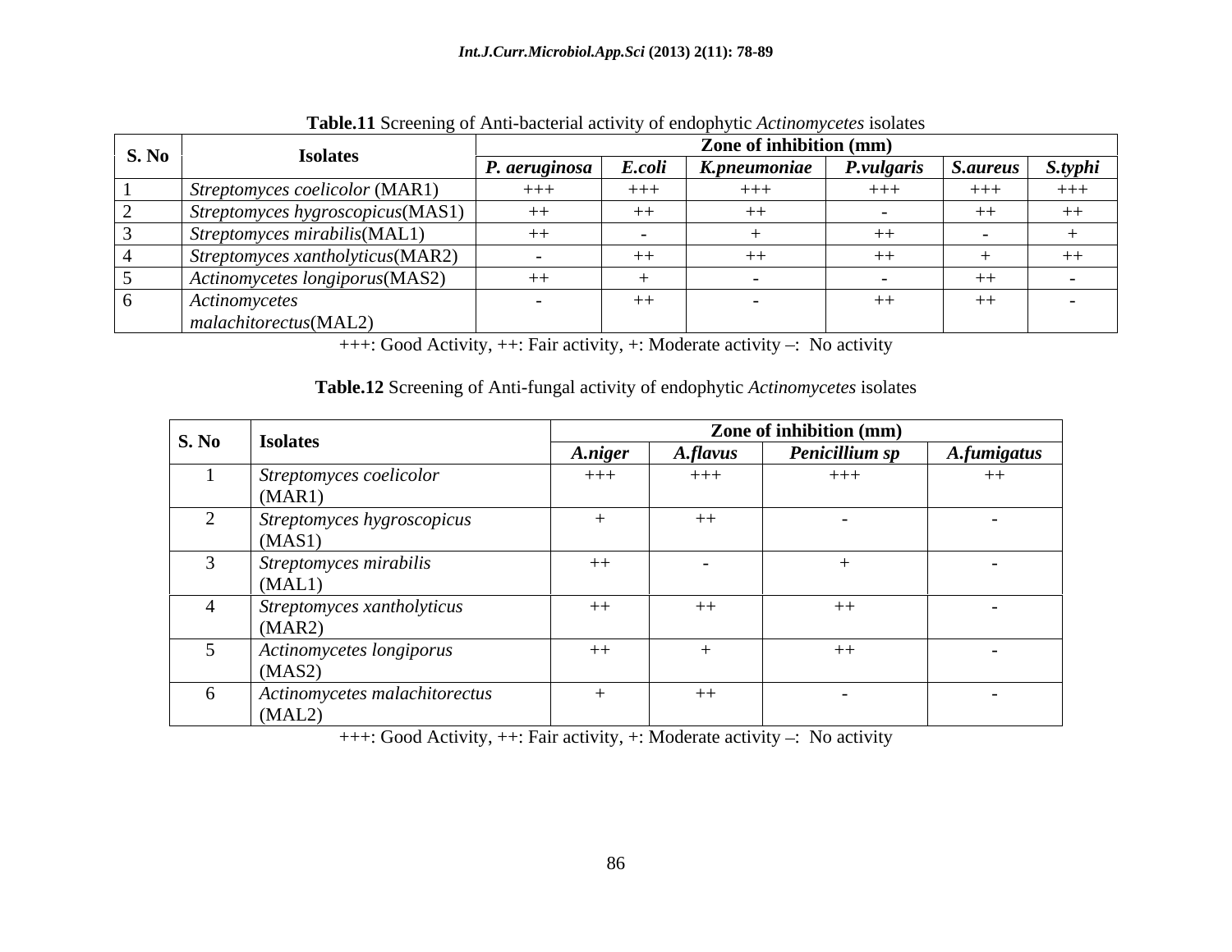**Table.11** Screening of Anti-bacterial activity of endophytic *Actinomycetes* isolates

| S. No | Isolates | Zone of inhibition (mm) | | | | | |
|---|---|---|---|---|---|---|---|
| | | *P. aeruginosa* | *E.coli* | *K.pneumoniae* | *P.vulgaris* | *S.aureus* | *S.typhi* |
| 1 | *Streptomyces coelicolor* (MAR1) | +++ | +++ | +++ | +++ | +++ | +++ |
| 2 | *Streptomyces hygroscopicus*(MAS1) | ++ | ++ | ++ | - | ++ | ++ |
| 3 | *Streptomyces mirabilis*(MAL1) | ++ | - | + | ++ | - | + |
| 4 | *Streptomyces xantholyticus*(MAR2) | - | ++ | ++ | ++ | + | ++ |
| 5 | *Actinomycetes longiporus*(MAS2) | ++ | + | - | - | ++ | - |
| 6 | *Actinomycetes malachitorectus*(MAL2) | - | ++ | - | ++ | ++ | - |

+++: Good Activity, ++: Fair activity, +: Moderate activity –: No activity

**Table.12** Screening of Anti-fungal activity of endophytic *Actinomycetes* isolates

| S. No | Isolates | Zone of inhibition (mm) | | | |
|---|---|---|---|---|---|
| | | *A.niger* | *A.flavus* | *Penicillium sp* | *A.fumigatus* |
| 1 | *Streptomyces coelicolor* (MAR1) | +++ | +++ | +++ | ++ |
| 2 | *Streptomyces hygroscopicus* (MAS1) | + | ++ | - | - |
| 3 | *Streptomyces mirabilis* (MAL1) | ++ | - | + | - |
| 4 | *Streptomyces xantholyticus* (MAR2) | ++ | ++ | ++ | - |
| 5 | *Actinomycetes longiporus* (MAS2) | ++ | + | ++ | - |
| 6 | *Actinomycetes malachitorectus* (MAL2) | + | ++ | - | - |

+++: Good Activity, ++: Fair activity, +: Moderate activity –: No activity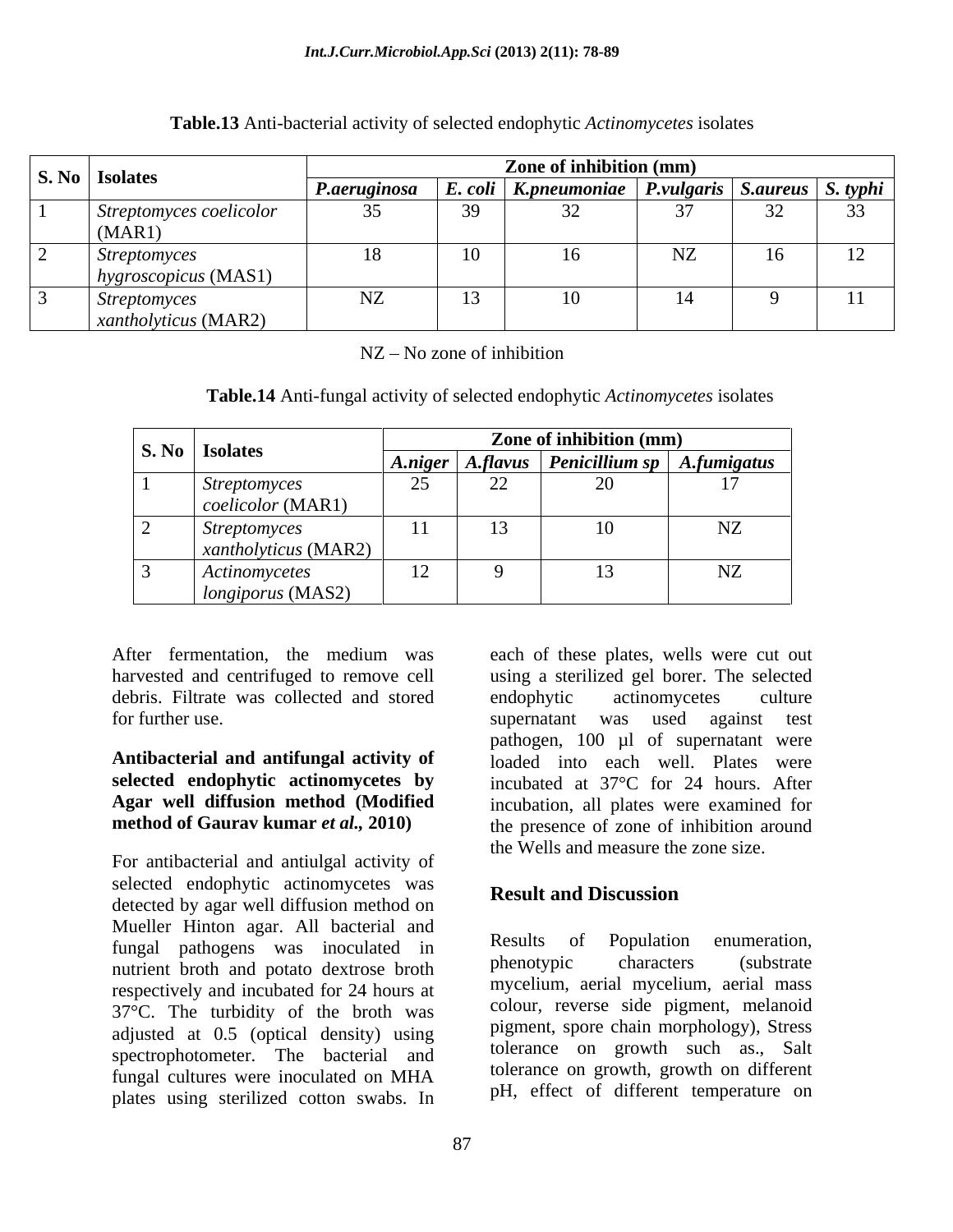**Table.13** Anti-bacterial activity of selected endophytic *Actinomycetes* isolates

| S. No | Isolates | Zone of inhibition (mm) | | | | | |
|---|---|---|---|---|---|---|---|
| | | ***P.aeruginosa*** | ***E. coli*** | ***K.pneumoniae*** | ***P.vulgaris*** | ***S.aureus*** | ***S. typhi*** |
| 1 | *Streptomyces coelicolor* (MAR1) | 35 | 39 | 32 | 37 | 32 | 33 |
| 2 | *Streptomyces hygroscopicus* (MAS1) | 18 | 10 | 16 | NZ | 16 | 12 |
| 3 | *Streptomyces xantholyticus* (MAR2) | NZ | 13 | 10 | 14 | 9 | 11 |

NZ – No zone of inhibition

**Table.14** Anti-fungal activity of selected endophytic *Actinomycetes* isolates

| S. No | Isolates | Zone of inhibition (mm) | | | |
|---|---|---|---|---|---|
| | | ***A.niger*** | ***A.flavus*** | ***Penicillium sp*** | ***A.fumigatus*** |
| 1 | *Streptomyces coelicolor* (MAR1) | 25 | 22 | 20 | 17 |
| 2 | *Streptomyces xantholyticus* (MAR2) | 11 | 13 | 10 | NZ |
| 3 | *Actinomycetes longiporus* (MAS2) | 12 | 9 | 13 | NZ |

After fermentation, the medium was harvested and centrifuged to remove cell debris. Filtrate was collected and stored for further use.

**Antibacterial and antifungal activity of selected endophytic actinomycetes by Agar well diffusion method (Modified method of Gaurav kumar *et al.,* 2010)**

For antibacterial and antiulgal activity of selected endophytic actinomycetes was detected by agar well diffusion method on Mueller Hinton agar. All bacterial and fungal pathogens was inoculated in nutrient broth and potato dextrose broth respectively and incubated for 24 hours at 37°C. The turbidity of the broth was adjusted at 0.5 (optical density) using spectrophotometer. The bacterial and fungal cultures were inoculated on MHA plates using sterilized cotton swabs. In each of these plates, wells were cut out using a sterilized gel borer. The selected endophytic actinomycetes culture supernatant was used against test pathogen, 100 µl of supernatant were loaded into each well. Plates were incubated at 37°C for 24 hours. After incubation, all plates were examined for the presence of zone of inhibition around the Wells and measure the zone size.

## Result and Discussion

Results of Population enumeration, phenotypic characters (substrate mycelium, aerial mycelium, aerial mass colour, reverse side pigment, melanoid pigment, spore chain morphology), Stress tolerance on growth such as., Salt tolerance on growth, growth on different pH, effect of different temperature on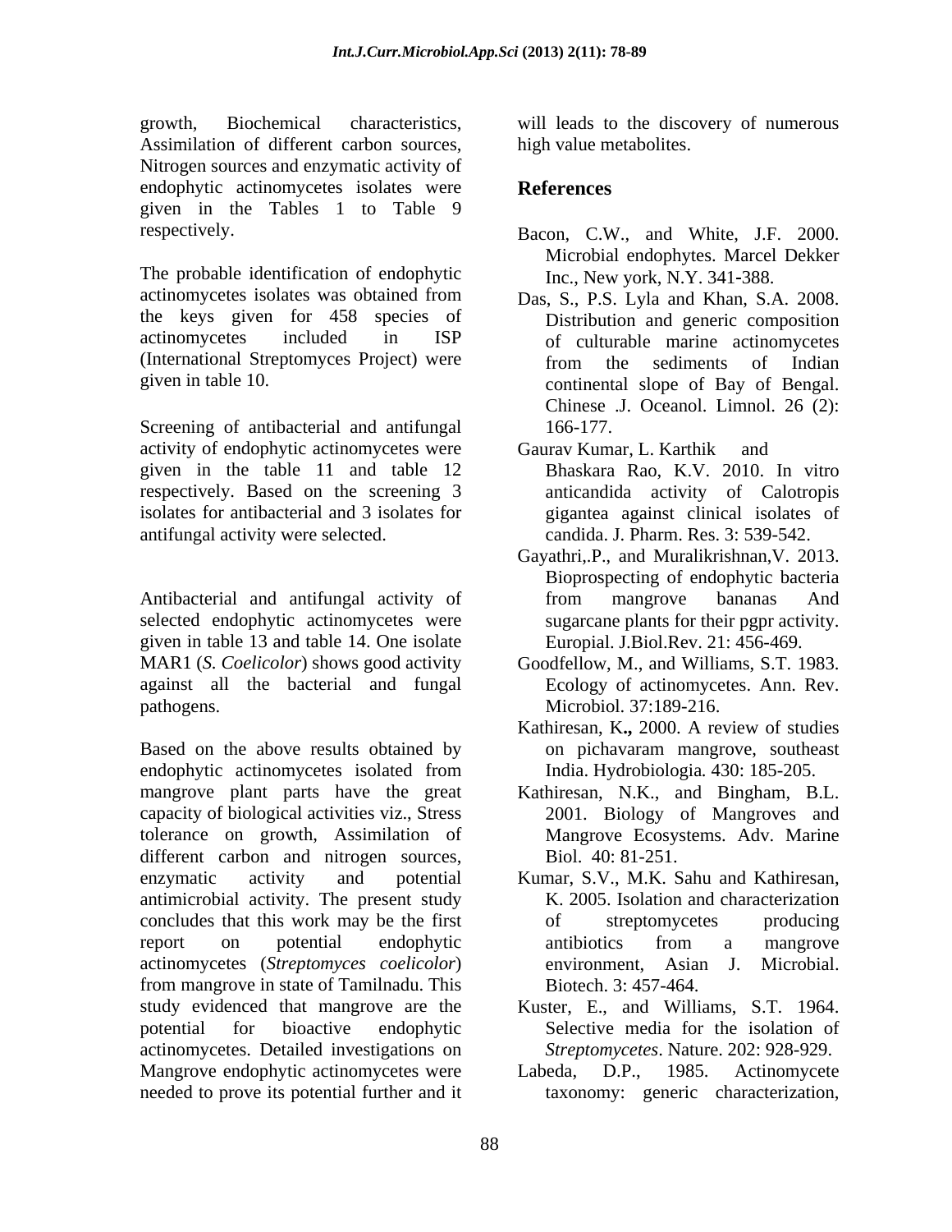growth, Biochemical characteristics, Assimilation of different carbon sources, Nitrogen sources and enzymatic activity of endophytic actinomycetes isolates were given in the Tables 1 to Table 9 respectively.

The probable identification of endophytic actinomycetes isolates was obtained from the keys given for 458 species of actinomycetes included in ISP (International Streptomyces Project) were given in table 10.

Screening of antibacterial and antifungal activity of endophytic actinomycetes were given in the table 11 and table 12 respectively. Based on the screening 3 isolates for antibacterial and 3 isolates for antifungal activity were selected.

Antibacterial and antifungal activity of selected endophytic actinomycetes were given in table 13 and table 14. One isolate MAR1 (*S. Coelicolor*) shows good activity against all the bacterial and fungal pathogens.

Based on the above results obtained by endophytic actinomycetes isolated from mangrove plant parts have the great capacity of biological activities viz., Stress tolerance on growth, Assimilation of different carbon and nitrogen sources, enzymatic activity and potential antimicrobial activity. The present study concludes that this work may be the first report on potential endophytic actinomycetes (*Streptomyces coelicolor*) from mangrove in state of Tamilnadu. This study evidenced that mangrove are the potential for bioactive endophytic actinomycetes. Detailed investigations on Mangrove endophytic actinomycetes were needed to prove its potential further and it will leads to the discovery of numerous high value metabolites.

## References

Bacon, C.W., and White, J.F. 2000. Microbial endophytes. Marcel Dekker Inc., New york, N.Y. 341-388.

Das, S., P.S. Lyla and Khan, S.A. 2008. Distribution and generic composition of culturable marine actinomycetes from the sediments of Indian continental slope of Bay of Bengal. Chinese .J. Oceanol. Limnol. 26 (2): 166-177.

Gaurav Kumar, L. Karthik and Bhaskara Rao, K.V. 2010. In vitro anticandida activity of Calotropis gigantea against clinical isolates of candida. J. Pharm. Res. 3: 539-542.

Gayathri,.P., and Muralikrishnan,V. 2013. Bioprospecting of endophytic bacteria from mangrove bananas And sugarcane plants for their pgpr activity. Europial. J.Biol.Rev. 21: 456-469.

Goodfellow, M., and Williams, S.T. 1983. Ecology of actinomycetes. Ann. Rev. Microbiol. 37:189-216.

Kathiresan, K**.,** 2000. A review of studies on pichavaram mangrove, southeast India. Hydrobiologia. 430: 185-205.

Kathiresan, N.K., and Bingham, B.L. 2001. Biology of Mangroves and Mangrove Ecosystems. Adv. Marine Biol. 40: 81-251.

Kumar, S.V., M.K. Sahu and Kathiresan, K. 2005. Isolation and characterization of streptomycetes producing antibiotics from a mangrove environment, Asian J. Microbial. Biotech. 3: 457-464.

Kuster, E., and Williams, S.T. 1964. Selective media for the isolation of *Streptomycetes*. Nature. 202: 928-929.

Labeda, D.P., 1985. Actinomycete taxonomy: generic characterization,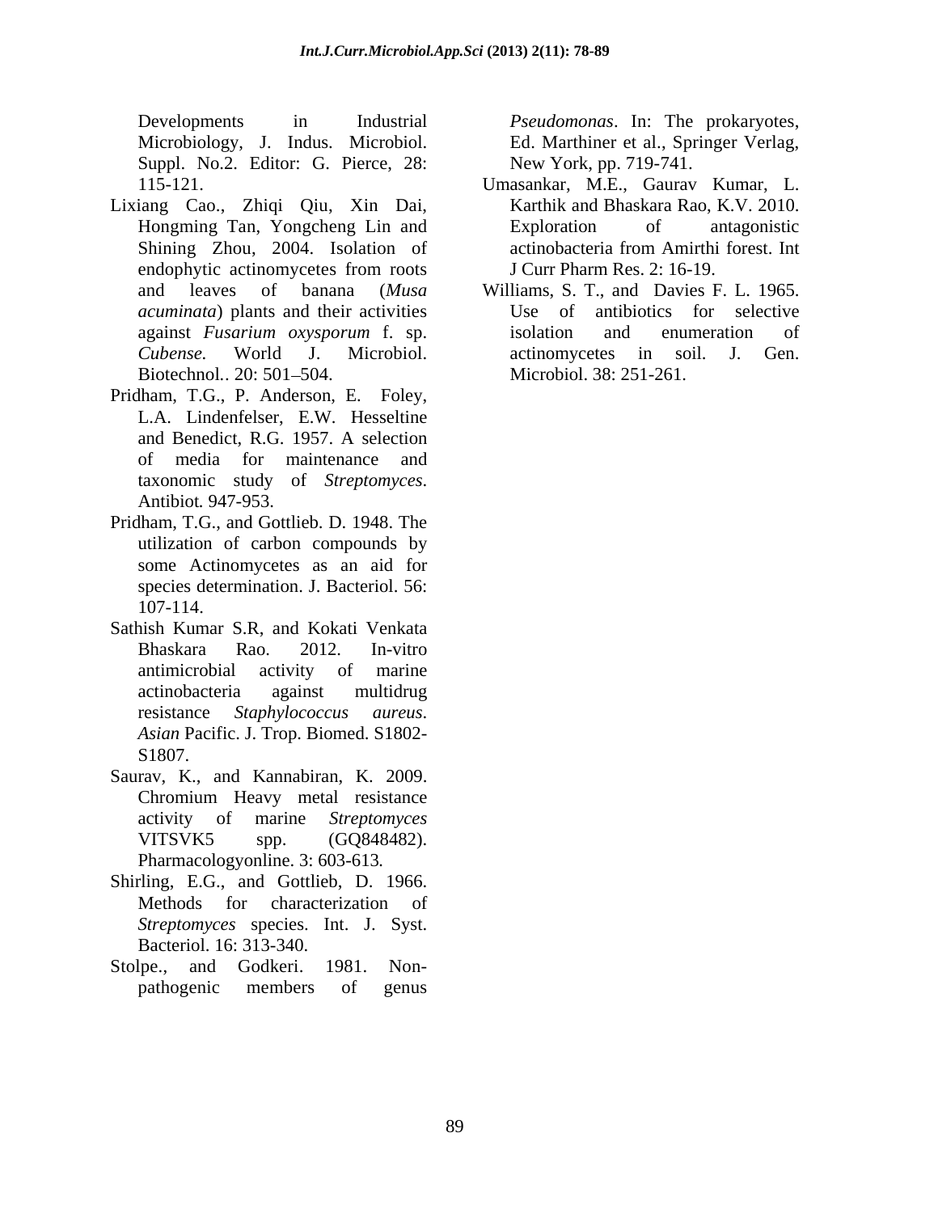Developments in Industrial Microbiology, J. Indus. Microbiol. Suppl. No.2. Editor: G. Pierce, 28: 115-121.

Lixiang Cao., Zhiqi Qiu, Xin Dai, Hongming Tan, Yongcheng Lin and Shining Zhou, 2004. Isolation of endophytic actinomycetes from roots and leaves of banana (*Musa acuminata*) plants and their activities against *Fusarium oxysporum* f. sp. *Cubense.* World J. Microbiol. Biotechnol.. 20: 501–504.

Pridham, T.G., P. Anderson, E. Foley, L.A. Lindenfelser, E.W. Hesseltine and Benedict, R.G. 1957. A selection of media for maintenance and taxonomic study of *Streptomyces*. Antibiot*.* 947-953.

Pridham, T.G., and Gottlieb. D. 1948. The utilization of carbon compounds by some Actinomycetes as an aid for species determination. J. Bacteriol. 56: 107-114.

Sathish Kumar S.R, and Kokati Venkata Bhaskara Rao. 2012. In-vitro antimicrobial activity of marine actinobacteria against multidrug resistance *Staphylococcus aureus*. *Asian* Pacific. J. Trop. Biomed. S1802-S1807.

Saurav, K., and Kannabiran, K. 2009. Chromium Heavy metal resistance activity of marine *Streptomyces* VITSVK5 spp. (GQ848482). Pharmacologyonline. 3: 603-613*.*

Shirling, E.G., and Gottlieb, D. 1966. Methods for characterization of *Streptomyces* species. Int. J. Syst. Bacteriol. 16: 313-340.

Stolpe., and Godkeri. 1981. Non-pathogenic members of genus *Pseudomonas*. In: The prokaryotes, Ed. Marthiner et al., Springer Verlag, New York, pp. 719-741.

Umasankar, M.E., Gaurav Kumar, L. Karthik and Bhaskara Rao, K.V. 2010. Exploration of antagonistic actinobacteria from Amirthi forest. Int J Curr Pharm Res. 2: 16-19.

Williams, S. T., and Davies F. L. 1965. Use of antibiotics for selective isolation and enumeration of actinomycetes in soil. J. Gen. Microbiol. 38: 251-261.